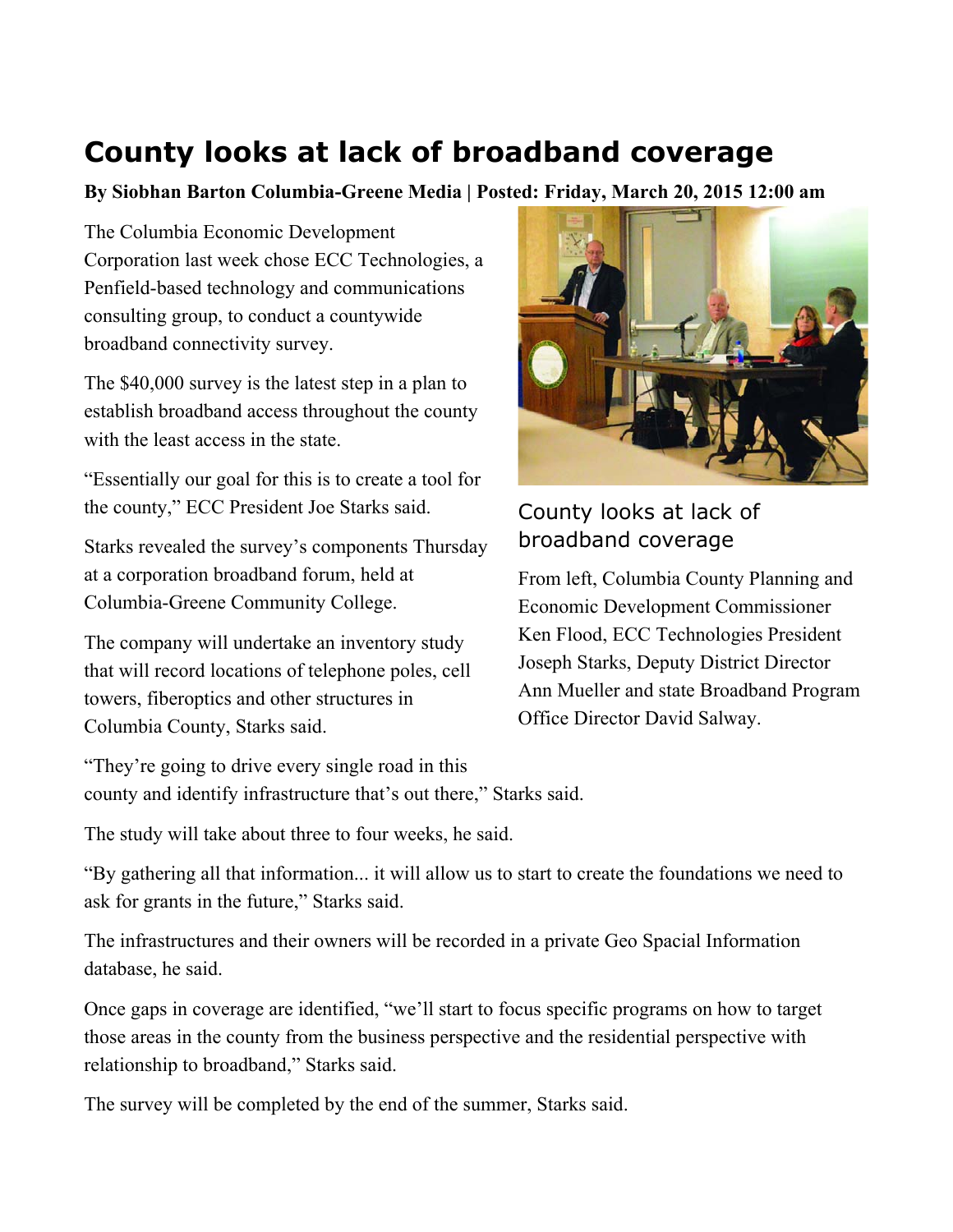# County looks at lack of broadband coverage

**By Siobhan Barton Columbia-Greene Media | Posted: Friday, March 20, 2015 12:00 am**

The Columbia Economic Development Corporation last week chose ECC Technologies, a Penfield-based technology and communications consulting group, to conduct a countywide broadband connectivity survey.

The $40,000 survey is the latest step in a plan to establish broadband access throughout the county with the least access in the state.

"Essentially our goal for this is to create a tool for the county," ECC President Joe Starks said.

Starks revealed the survey's components Thursday at a corporation broadband forum, held at Columbia-Greene Community College.

The company will undertake an inventory study that will record locations of telephone poles, cell towers, fiberoptics and other structures in Columbia County, Starks said.

County looks at lack of broadband coverage

From left, Columbia County Planning and Economic Development Commissioner Ken Flood, ECC Technologies President Joseph Starks, Deputy District Director Ann Mueller and state Broadband Program Office Director David Salway.

"They're going to drive every single road in this county and identify infrastructure that's out there," Starks said.

The study will take about three to four weeks, he said.

"By gathering all that information... it will allow us to start to create the foundations we need to ask for grants in the future," Starks said.

The infrastructures and their owners will be recorded in a private Geo Spacial Information database, he said.

Once gaps in coverage are identified, "we'll start to focus specific programs on how to target those areas in the county from the business perspective and the residential perspective with relationship to broadband," Starks said.

The survey will be completed by the end of the summer, Starks said.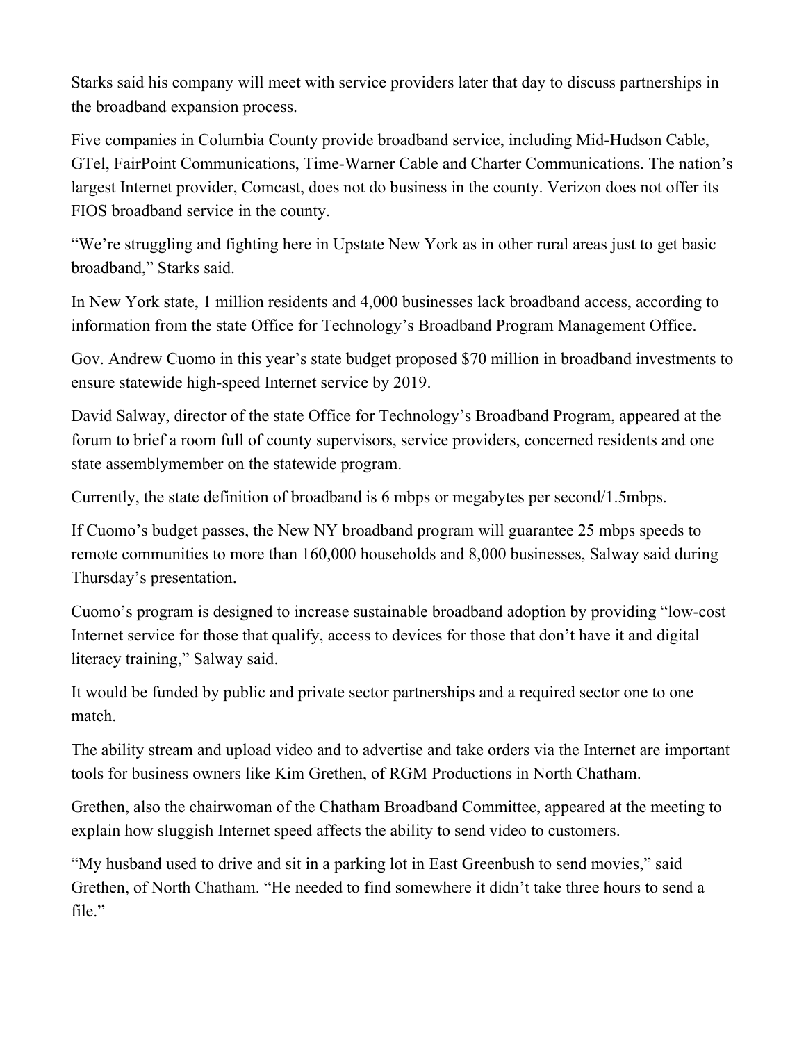Starks said his company will meet with service providers later that day to discuss partnerships in the broadband expansion process.

Five companies in Columbia County provide broadband service, including Mid-Hudson Cable, GTel, FairPoint Communications, Time-Warner Cable and Charter Communications. The nation's largest Internet provider, Comcast, does not do business in the county. Verizon does not offer its FIOS broadband service in the county.

"We're struggling and fighting here in Upstate New York as in other rural areas just to get basic broadband," Starks said.

In New York state, 1 million residents and 4,000 businesses lack broadband access, according to information from the state Office for Technology's Broadband Program Management Office.

Gov. Andrew Cuomo in this year's state budget proposed $70 million in broadband investments to ensure statewide high-speed Internet service by 2019.

David Salway, director of the state Office for Technology's Broadband Program, appeared at the forum to brief a room full of county supervisors, service providers, concerned residents and one state assemblymember on the statewide program.

Currently, the state definition of broadband is 6 mbps or megabytes per second/1.5mbps.

If Cuomo's budget passes, the New NY broadband program will guarantee 25 mbps speeds to remote communities to more than 160,000 households and 8,000 businesses, Salway said during Thursday's presentation.

Cuomo's program is designed to increase sustainable broadband adoption by providing "low-cost Internet service for those that qualify, access to devices for those that don't have it and digital literacy training," Salway said.

It would be funded by public and private sector partnerships and a required sector one to one match.

The ability stream and upload video and to advertise and take orders via the Internet are important tools for business owners like Kim Grethen, of RGM Productions in North Chatham.

Grethen, also the chairwoman of the Chatham Broadband Committee, appeared at the meeting to explain how sluggish Internet speed affects the ability to send video to customers.

"My husband used to drive and sit in a parking lot in East Greenbush to send movies," said Grethen, of North Chatham. "He needed to find somewhere it didn't take three hours to send a file."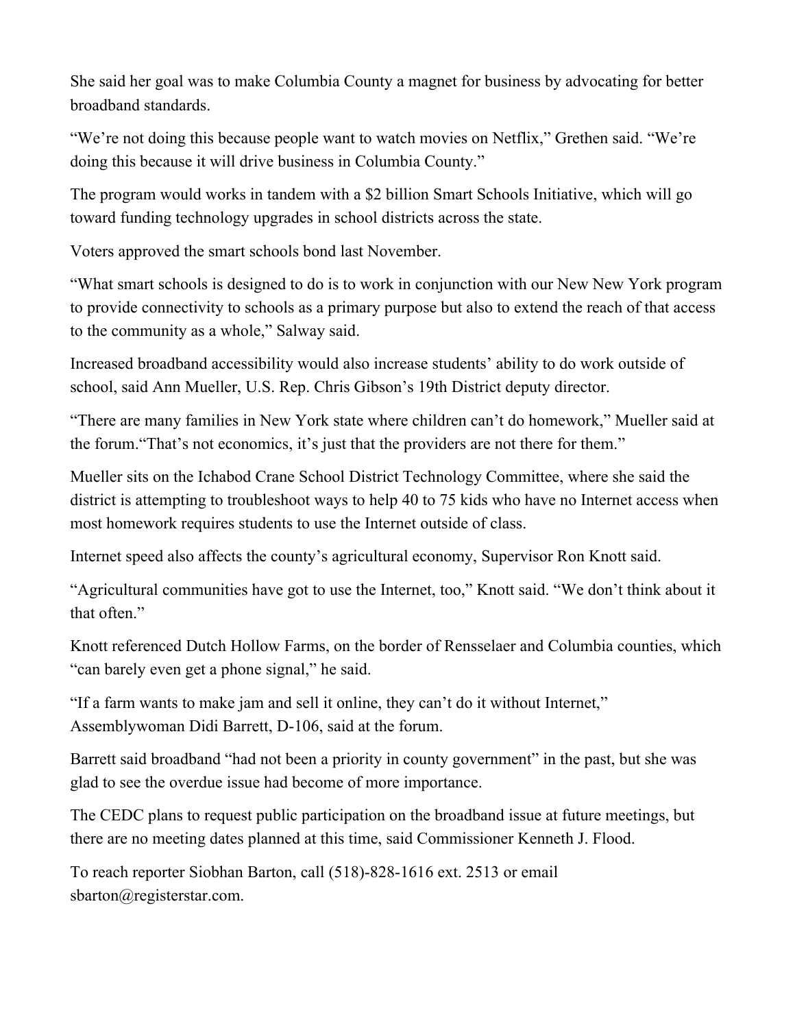She said her goal was to make Columbia County a magnet for business by advocating for better broadband standards.

"We're not doing this because people want to watch movies on Netflix," Grethen said. "We're doing this because it will drive business in Columbia County."

The program would works in tandem with a $2 billion Smart Schools Initiative, which will go toward funding technology upgrades in school districts across the state.

Voters approved the smart schools bond last November.

"What smart schools is designed to do is to work in conjunction with our New New York program to provide connectivity to schools as a primary purpose but also to extend the reach of that access to the community as a whole," Salway said.

Increased broadband accessibility would also increase students' ability to do work outside of school, said Ann Mueller, U.S. Rep. Chris Gibson's 19th District deputy director.

"There are many families in New York state where children can't do homework," Mueller said at the forum."That's not economics, it's just that the providers are not there for them."

Mueller sits on the Ichabod Crane School District Technology Committee, where she said the district is attempting to troubleshoot ways to help 40 to 75 kids who have no Internet access when most homework requires students to use the Internet outside of class.

Internet speed also affects the county's agricultural economy, Supervisor Ron Knott said.

"Agricultural communities have got to use the Internet, too," Knott said. "We don't think about it that often."

Knott referenced Dutch Hollow Farms, on the border of Rensselaer and Columbia counties, which "can barely even get a phone signal," he said.

"If a farm wants to make jam and sell it online, they can't do it without Internet," Assemblywoman Didi Barrett, D-106, said at the forum.

Barrett said broadband "had not been a priority in county government" in the past, but she was glad to see the overdue issue had become of more importance.

The CEDC plans to request public participation on the broadband issue at future meetings, but there are no meeting dates planned at this time, said Commissioner Kenneth J. Flood.

To reach reporter Siobhan Barton, call (518)-828-1616 ext. 2513 or email sbarton@registerstar.com.